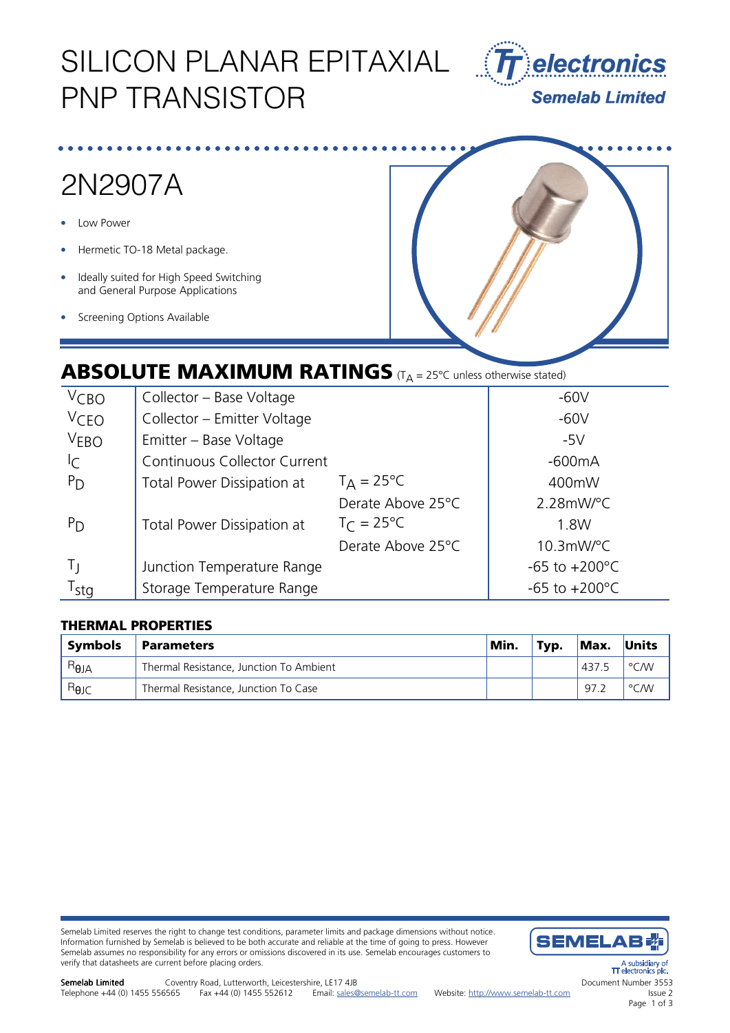# SILICON PLANAR EPITAXIAL PNP TRANSISTOR

TT electronics
Semelab Limited

## 2N2907A

- Low Power
- Hermetic TO-18 Metal package.
- Ideally suited for High Speed Switching and General Purpose Applications
- Screening Options Available

## ABSOLUTE MAXIMUM RATINGS ($T_A$ = 25°C unless otherwise stated)

| | | | |
|---|---|---|---|
| $V_{CBO}$ | Collector – Base Voltage | | -60V |
| $V_{CEO}$ | Collector – Emitter Voltage | | -60V |
| $V_{EBO}$ | Emitter – Base Voltage | | -5V |
| $I_C$ | Continuous Collector Current | | -600mA |
| $P_D$ | Total Power Dissipation at | $T_A$ = 25°C | 400mW |
| | | Derate Above 25°C | 2.28mW/°C |
| $P_D$ | Total Power Dissipation at | $T_C$ = 25°C | 1.8W |
| | | Derate Above 25°C | 10.3mW/°C |
| $T_J$ | Junction Temperature Range | | -65 to +200°C |
| $T_{stg}$ | Storage Temperature Range | | -65 to +200°C |

### THERMAL PROPERTIES

| Symbols | Parameters | Min. | Typ. | Max. | Units |
|---|---|---|---|---|---|
| $R_{\theta JA}$ | Thermal Resistance, Junction To Ambient | | | 437.5 | °C/W |
| $R_{\theta JC}$ | Thermal Resistance, Junction To Case | | | 97.2 | °C/W |

Semelab Limited reserves the right to change test conditions, parameter limits and package dimensions without notice. Information furnished by Semelab is believed to be both accurate and reliable at the time of going to press. However Semelab assumes no responsibility for any errors or omissions discovered in its use. Semelab encourages customers to verify that datasheets are current before placing orders.

**Semelab Limited** Coventry Road, Lutterworth, Leicestershire, LE17 4JB
Telephone +44 (0) 1455 556565 Fax +44 (0) 1455 552612 Email: sales@semelab-tt.com Website: http://www.semelab-tt.com

Document Number 3553
Issue 2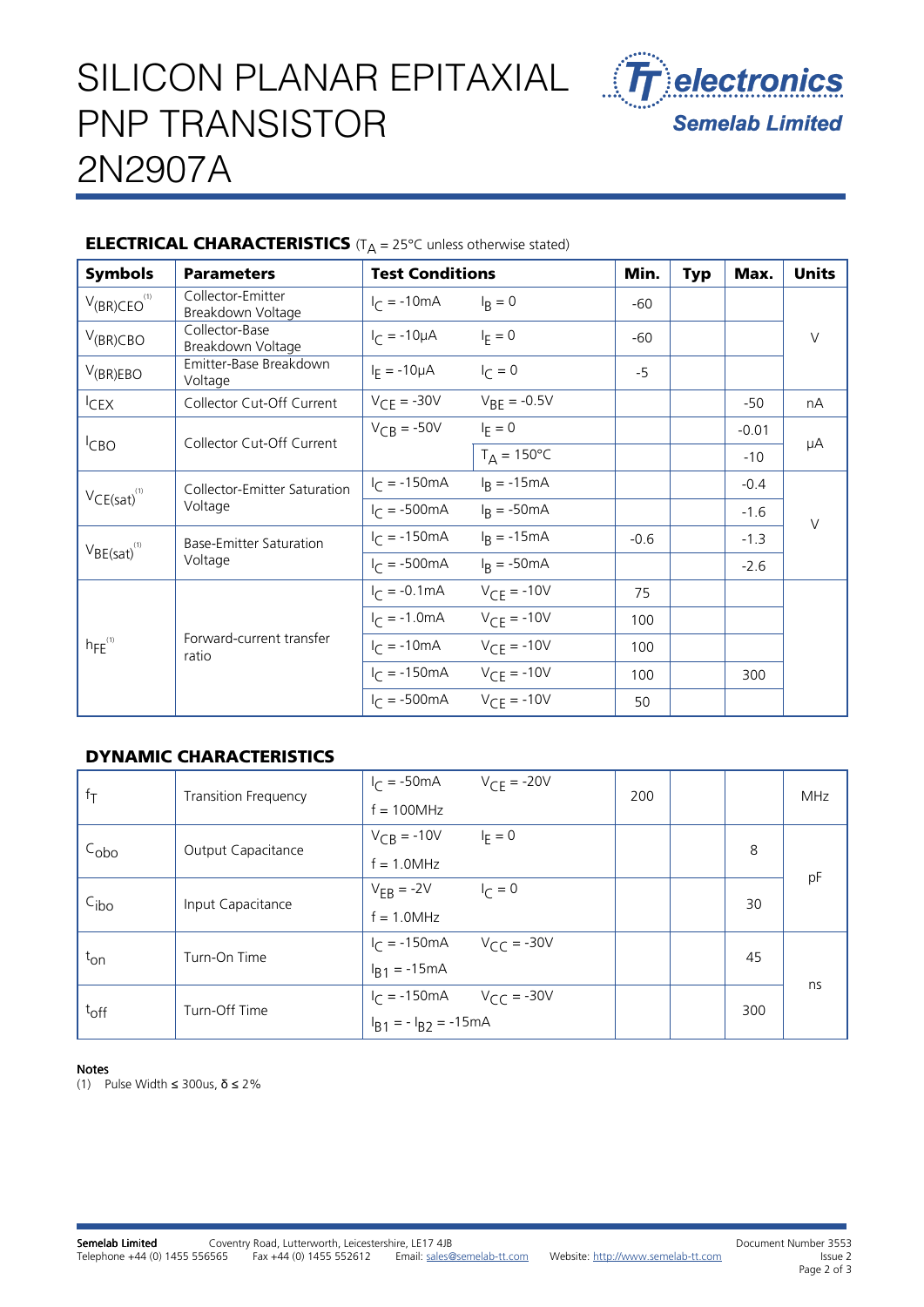# SILICON PLANAR EPITAXIAL PNP TRANSISTOR 2N2907A

## ELECTRICAL CHARACTERISTICS ($T_A$ = 25°C unless otherwise stated)

| Symbols | Parameters | Test Conditions | | Min. | Typ | Max. | Units |
|---|---|---|---|---|---|---|---|
| $V_{(BR)CEO}$ (1) | Collector-Emitter Breakdown Voltage | $I_C$ = -10mA | $I_B$ = 0 | -60 | | | V |
| $V_{(BR)CBO}$ | Collector-Base Breakdown Voltage | $I_C$ = -10µA | $I_E$ = 0 | -60 | | | V |
| $V_{(BR)EBO}$ | Emitter-Base Breakdown Voltage | $I_E$ = -10µA | $I_C$ = 0 | -5 | | | V |
| $I_{CEX}$ | Collector Cut-Off Current | $V_{CE}$ = -30V | $V_{BE}$ = -0.5V | | | -50 | nA |
| $I_{CBO}$ | Collector Cut-Off Current | $V_{CB}$ = -50V | $I_E$ = 0 | | | -0.01 | µA |
| | | | $T_A$ = 150°C | | | -10 | µA |
| $V_{CE(sat)}$ (1) | Collector-Emitter Saturation Voltage | $I_C$ = -150mA | $I_B$ = -15mA | | | -0.4 | V |
| | | $I_C$ = -500mA | $I_B$ = -50mA | | | -1.6 | V |
| $V_{BE(sat)}$ (1) | Base-Emitter Saturation Voltage | $I_C$ = -150mA | $I_B$ = -15mA | -0.6 | | -1.3 | V |
| | | $I_C$ = -500mA | $I_B$ = -50mA | | | -2.6 | V |
| $h_{FE}$ (1) | Forward-current transfer ratio | $I_C$ = -0.1mA | $V_{CE}$ = -10V | 75 | | | |
| | | $I_C$ = -1.0mA | $V_{CE}$ = -10V | 100 | | | |
| | | $I_C$ = -10mA | $V_{CE}$ = -10V | 100 | | | |
| | | $I_C$ = -150mA | $V_{CE}$ = -10V | 100 | | 300 | |
| | | $I_C$ = -500mA | $V_{CE}$ = -10V | 50 | | | |

## DYNAMIC CHARACTERISTICS

| Symbols | Parameters | Test Conditions | | Min. | Typ | Max. | Units |
|---|---|---|---|---|---|---|---|
| $f_T$ | Transition Frequency | $I_C$ = -50mA, f = 100MHz | $V_{CE}$ = -20V | 200 | | | MHz |
| $C_{obo}$ | Output Capacitance | $V_{CB}$ = -10V, f = 1.0MHz | $I_E$ = 0 | | | 8 | pF |
| $C_{ibo}$ | Input Capacitance | $V_{EB}$ = -2V, f = 1.0MHz | $I_C$ = 0 | | | 30 | pF |
| $t_{on}$ | Turn-On Time | $I_C$ = -150mA, $I_{B1}$ = -15mA | $V_{CC}$ = -30V | | | 45 | ns |
| $t_{off}$ | Turn-Off Time | $I_C$ = -150mA, $I_{B1}$ = - $I_{B2}$ = -15mA | $V_{CC}$ = -30V | | | 300 | ns |

**Notes**

(1) Pulse Width ≤ 300us, δ ≤ 2%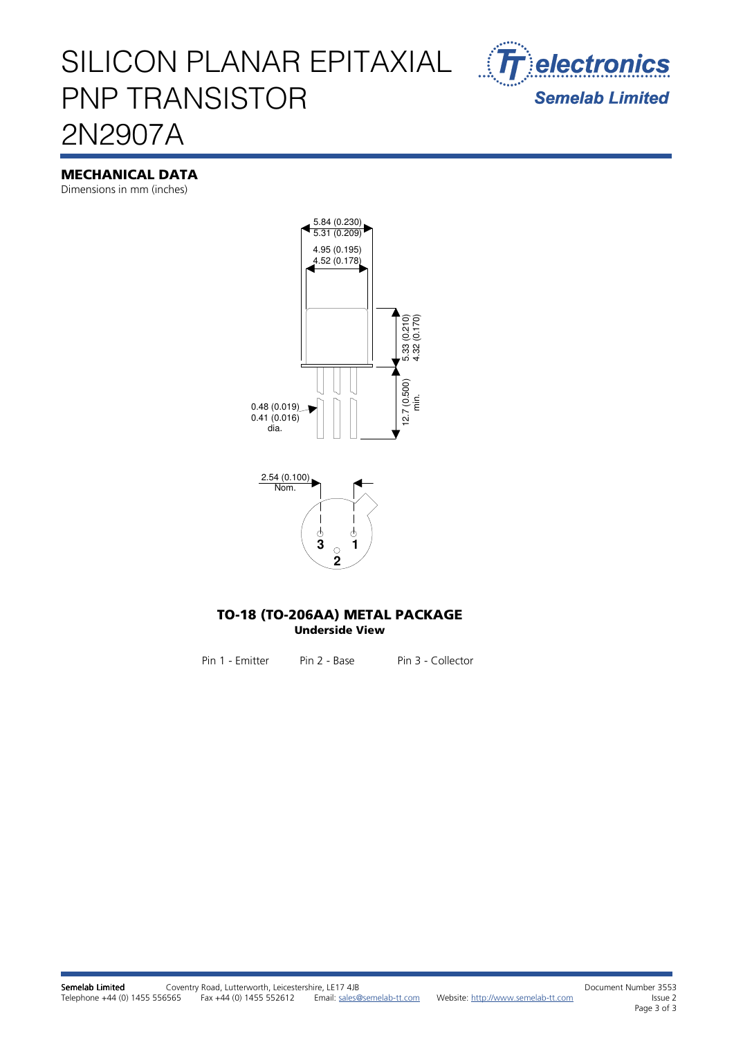# SILICON PLANAR EPITAXIAL PNP TRANSISTOR 2N2907A

## MECHANICAL DATA

Dimensions in mm (inches)

5.84 (0.230)
5.31 (0.209)

4.95 (0.195)
4.52 (0.178)

5.33 (0.210)
4.32 (0.170)

12.7 (0.500) min.

0.48 (0.019)
0.41 (0.016)
dia.

2.54 (0.100) Nom.

3 1
2

### TO-18 (TO-206AA) METAL PACKAGE

**Underside View**

Pin 1 - Emitter    Pin 2 - Base    Pin 3 - Collector

**Semelab Limited** Coventry Road, Lutterworth, Leicestershire, LE17 4JB
Telephone +44 (0) 1455 556565 Fax +44 (0) 1455 552612 Email: sales@semelab-tt.com Website: http://www.semelab-tt.com

Document Number 3553
Issue 2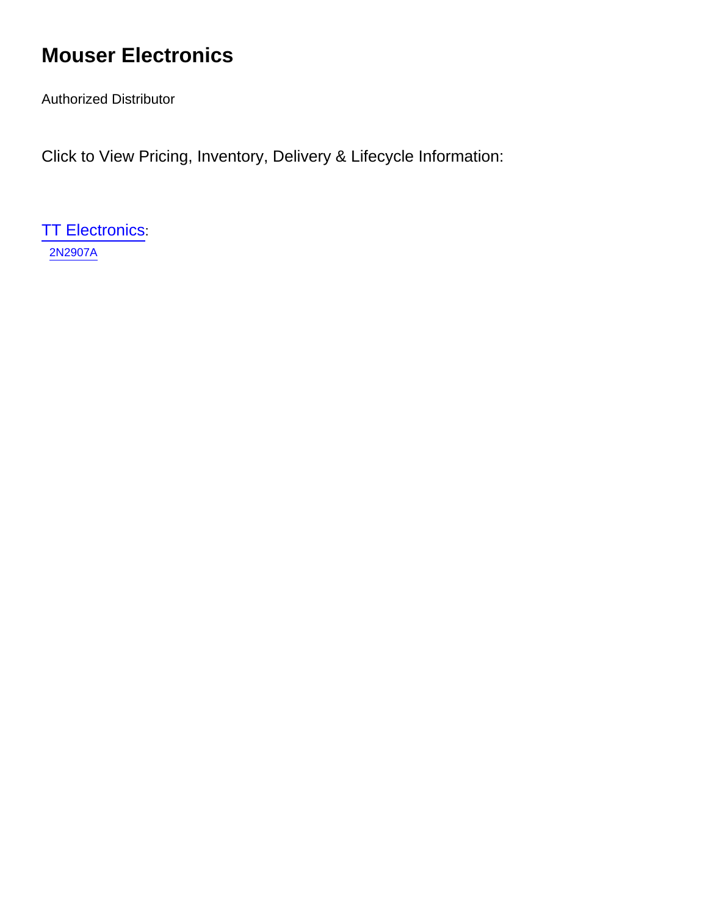# Mouser Electronics

Authorized Distributor

Click to View Pricing, Inventory, Delivery & Lifecycle Information:

TT Electronics:

2N2907A